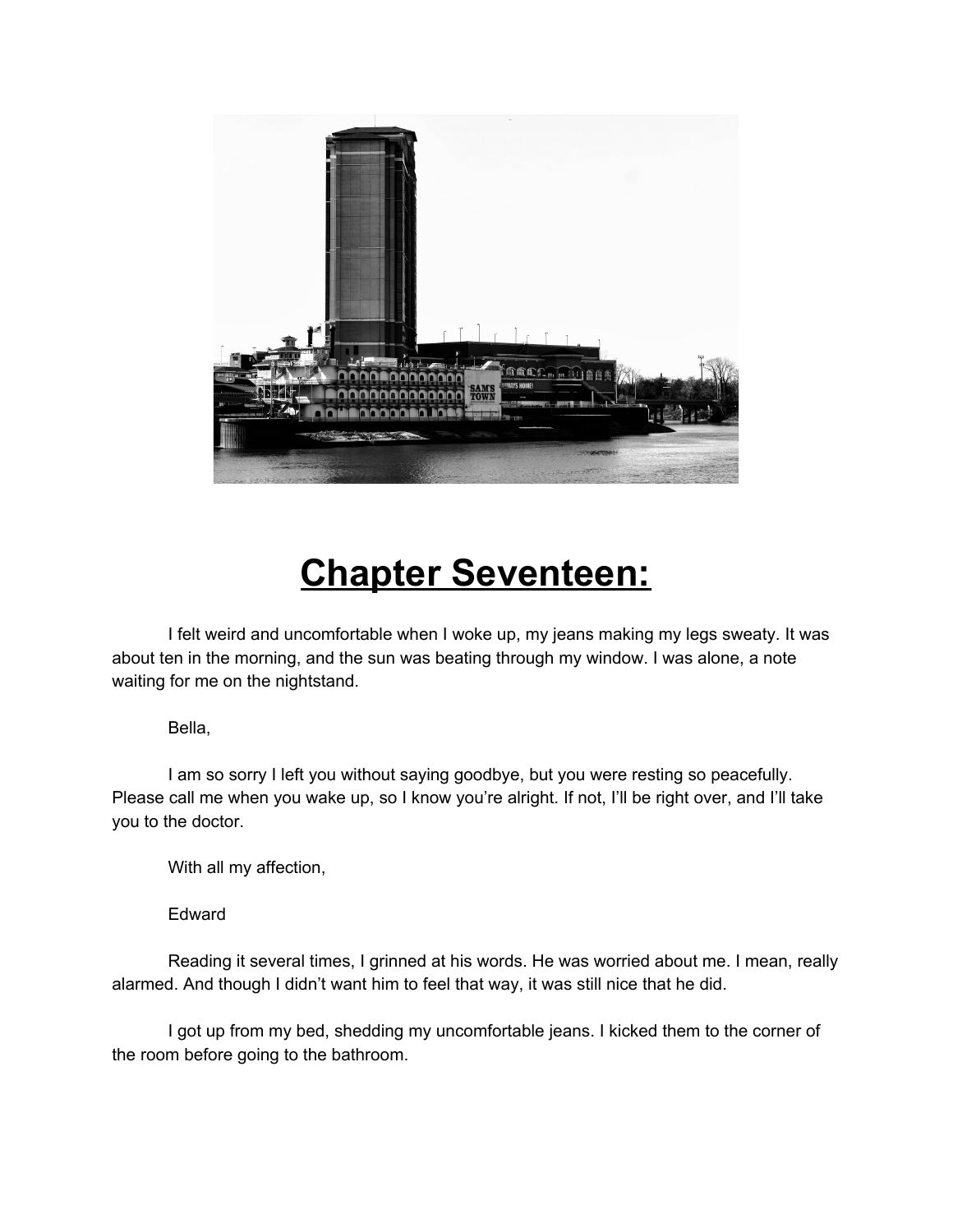# Chapter Seventeen:

I felt weird and uncomfortable when I woke up, my jeans making my legs sweaty. It was about ten in the morning, and the sun was beating through my window. I was alone, a note waiting for me on the nightstand.

Bella,

I am so sorry I left you without saying goodbye, but you were resting so peacefully. Please call me when you wake up, so I know you're alright. If not, I'll be right over, and I'll take you to the doctor.

With all my affection,

Edward

Reading it several times, I grinned at his words. He was worried about me. I mean, really alarmed. And though I didn't want him to feel that way, it was still nice that he did.

I got up from my bed, shedding my uncomfortable jeans. I kicked them to the corner of the room before going to the bathroom.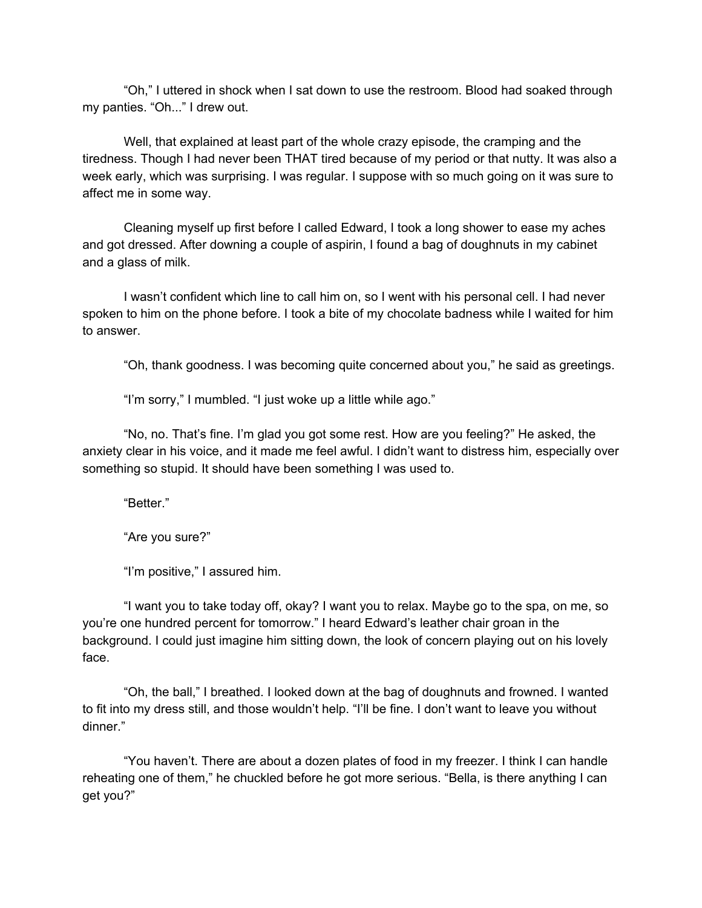"Oh," I uttered in shock when I sat down to use the restroom. Blood had soaked through my panties. "Oh..." I drew out.

Well, that explained at least part of the whole crazy episode, the cramping and the tiredness. Though I had never been THAT tired because of my period or that nutty. It was also a week early, which was surprising. I was regular. I suppose with so much going on it was sure to affect me in some way.

Cleaning myself up first before I called Edward, I took a long shower to ease my aches and got dressed. After downing a couple of aspirin, I found a bag of doughnuts in my cabinet and a glass of milk.

I wasn't confident which line to call him on, so I went with his personal cell. I had never spoken to him on the phone before. I took a bite of my chocolate badness while I waited for him to answer.

"Oh, thank goodness. I was becoming quite concerned about you," he said as greetings.

"I'm sorry," I mumbled. "I just woke up a little while ago."

"No, no. That's fine. I'm glad you got some rest. How are you feeling?" He asked, the anxiety clear in his voice, and it made me feel awful. I didn't want to distress him, especially over something so stupid. It should have been something I was used to.

"Better."

"Are you sure?"

"I'm positive," I assured him.

"I want you to take today off, okay? I want you to relax. Maybe go to the spa, on me, so you're one hundred percent for tomorrow." I heard Edward's leather chair groan in the background. I could just imagine him sitting down, the look of concern playing out on his lovely face.

"Oh, the ball," I breathed. I looked down at the bag of doughnuts and frowned. I wanted to fit into my dress still, and those wouldn't help. "I'll be fine. I don't want to leave you without dinner."

"You haven't. There are about a dozen plates of food in my freezer. I think I can handle reheating one of them," he chuckled before he got more serious. "Bella, is there anything I can get you?"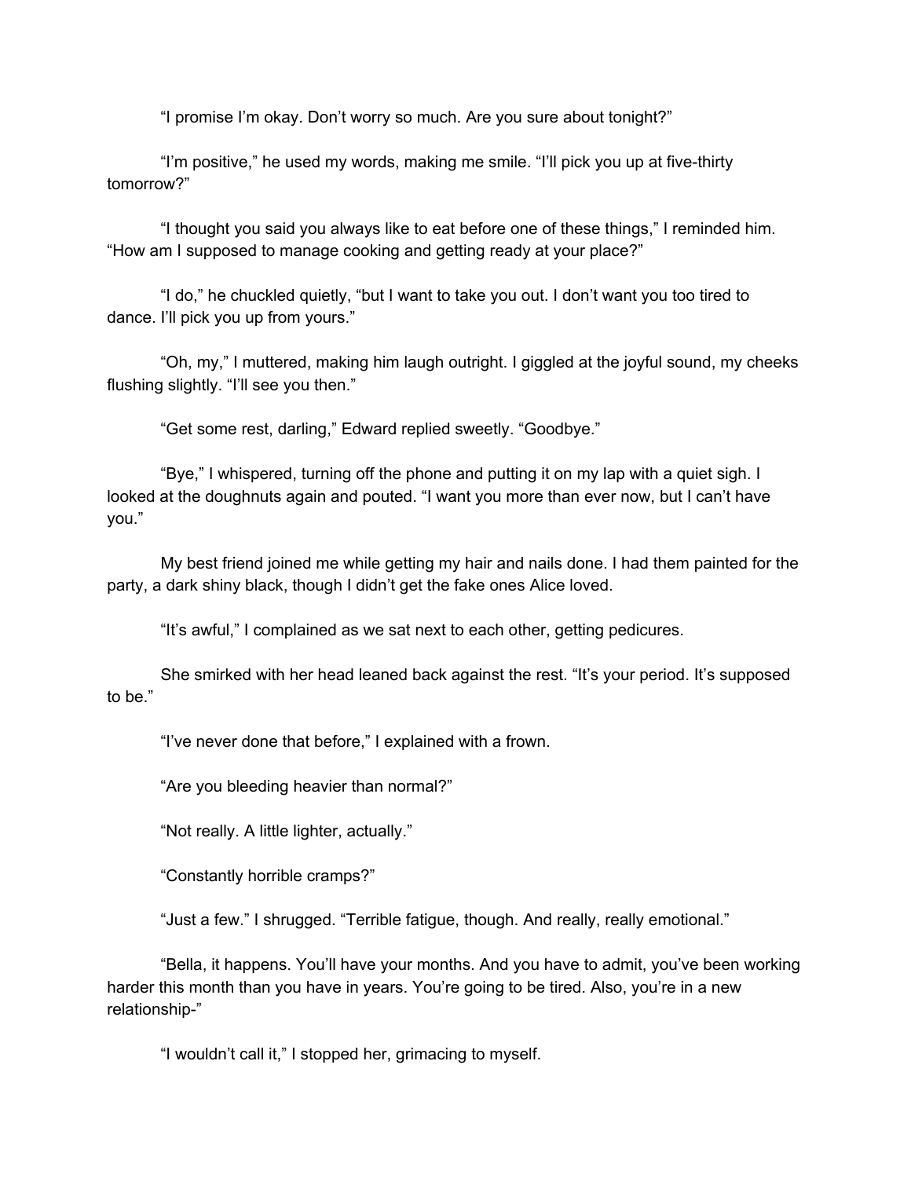"I promise I'm okay. Don't worry so much. Are you sure about tonight?"

"I'm positive," he used my words, making me smile. "I'll pick you up at five-thirty tomorrow?"

"I thought you said you always like to eat before one of these things," I reminded him. "How am I supposed to manage cooking and getting ready at your place?"

"I do," he chuckled quietly, "but I want to take you out. I don't want you too tired to dance. I'll pick you up from yours."

"Oh, my," I muttered, making him laugh outright. I giggled at the joyful sound, my cheeks flushing slightly. "I'll see you then."

"Get some rest, darling," Edward replied sweetly. "Goodbye."

"Bye," I whispered, turning off the phone and putting it on my lap with a quiet sigh. I looked at the doughnuts again and pouted. "I want you more than ever now, but I can't have you."

My best friend joined me while getting my hair and nails done. I had them painted for the party, a dark shiny black, though I didn't get the fake ones Alice loved.

"It's awful," I complained as we sat next to each other, getting pedicures.

She smirked with her head leaned back against the rest. "It's your period. It's supposed to be."

"I've never done that before," I explained with a frown.

"Are you bleeding heavier than normal?"

"Not really. A little lighter, actually."

"Constantly horrible cramps?"

"Just a few." I shrugged. "Terrible fatigue, though. And really, really emotional."

"Bella, it happens. You'll have your months. And you have to admit, you've been working harder this month than you have in years. You're going to be tired. Also, you're in a new relationship-"

"I wouldn't call it," I stopped her, grimacing to myself.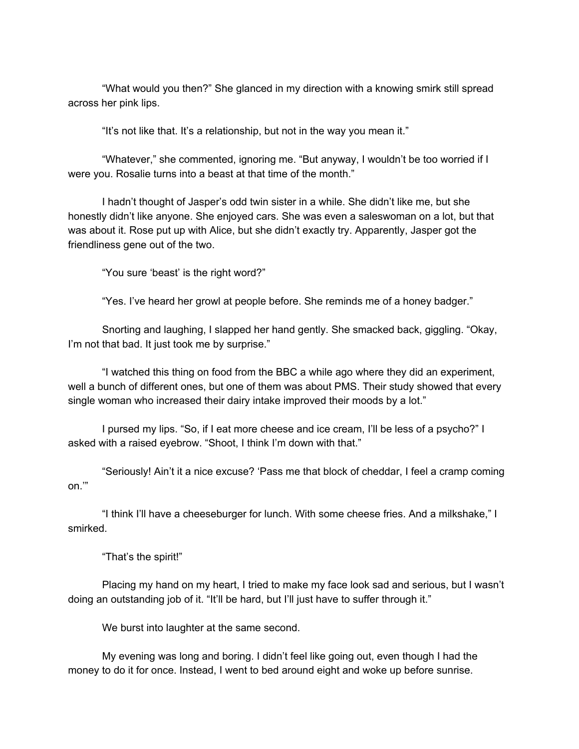"What would you then?" She glanced in my direction with a knowing smirk still spread across her pink lips.

"It's not like that. It's a relationship, but not in the way you mean it."

"Whatever," she commented, ignoring me. "But anyway, I wouldn't be too worried if I were you. Rosalie turns into a beast at that time of the month."

I hadn't thought of Jasper's odd twin sister in a while. She didn't like me, but she honestly didn't like anyone. She enjoyed cars. She was even a saleswoman on a lot, but that was about it. Rose put up with Alice, but she didn't exactly try. Apparently, Jasper got the friendliness gene out of the two.

"You sure 'beast' is the right word?"

"Yes. I've heard her growl at people before. She reminds me of a honey badger."

Snorting and laughing, I slapped her hand gently. She smacked back, giggling. "Okay, I'm not that bad. It just took me by surprise."

"I watched this thing on food from the BBC a while ago where they did an experiment, well a bunch of different ones, but one of them was about PMS. Their study showed that every single woman who increased their dairy intake improved their moods by a lot."

I pursed my lips. "So, if I eat more cheese and ice cream, I'll be less of a psycho?" I asked with a raised eyebrow. "Shoot, I think I'm down with that."

"Seriously! Ain't it a nice excuse? 'Pass me that block of cheddar, I feel a cramp coming on.'"

"I think I'll have a cheeseburger for lunch. With some cheese fries. And a milkshake," I smirked.

"That's the spirit!"

Placing my hand on my heart, I tried to make my face look sad and serious, but I wasn't doing an outstanding job of it. "It'll be hard, but I'll just have to suffer through it."

We burst into laughter at the same second.

My evening was long and boring. I didn't feel like going out, even though I had the money to do it for once. Instead, I went to bed around eight and woke up before sunrise.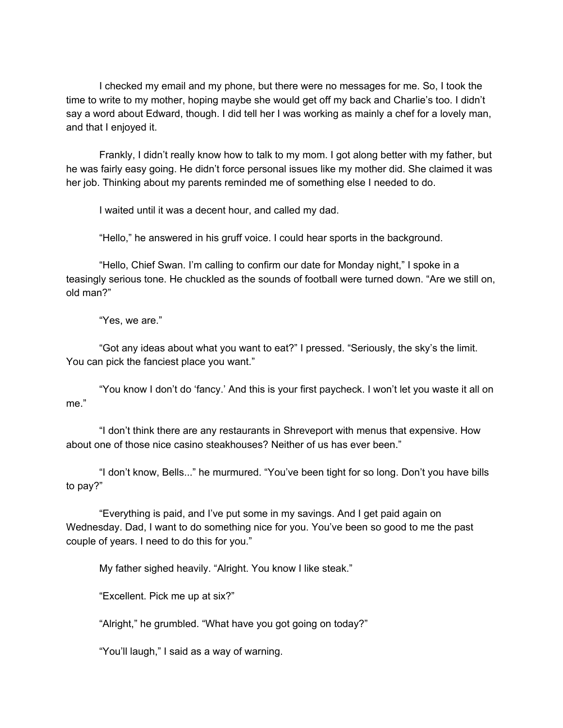I checked my email and my phone, but there were no messages for me. So, I took the time to write to my mother, hoping maybe she would get off my back and Charlie's too. I didn't say a word about Edward, though. I did tell her I was working as mainly a chef for a lovely man, and that I enjoyed it.

Frankly, I didn't really know how to talk to my mom. I got along better with my father, but he was fairly easy going. He didn't force personal issues like my mother did. She claimed it was her job. Thinking about my parents reminded me of something else I needed to do.

I waited until it was a decent hour, and called my dad.

"Hello," he answered in his gruff voice. I could hear sports in the background.

"Hello, Chief Swan. I'm calling to confirm our date for Monday night," I spoke in a teasingly serious tone. He chuckled as the sounds of football were turned down. "Are we still on, old man?"

"Yes, we are."

"Got any ideas about what you want to eat?" I pressed. "Seriously, the sky's the limit. You can pick the fanciest place you want."

"You know I don't do 'fancy.' And this is your first paycheck. I won't let you waste it all on me."

"I don't think there are any restaurants in Shreveport with menus that expensive. How about one of those nice casino steakhouses? Neither of us has ever been."

"I don't know, Bells..." he murmured. "You've been tight for so long. Don't you have bills to pay?"

"Everything is paid, and I've put some in my savings. And I get paid again on Wednesday. Dad, I want to do something nice for you. You've been so good to me the past couple of years. I need to do this for you."

My father sighed heavily. "Alright. You know I like steak."

"Excellent. Pick me up at six?"

"Alright," he grumbled. "What have you got going on today?"

"You'll laugh," I said as a way of warning.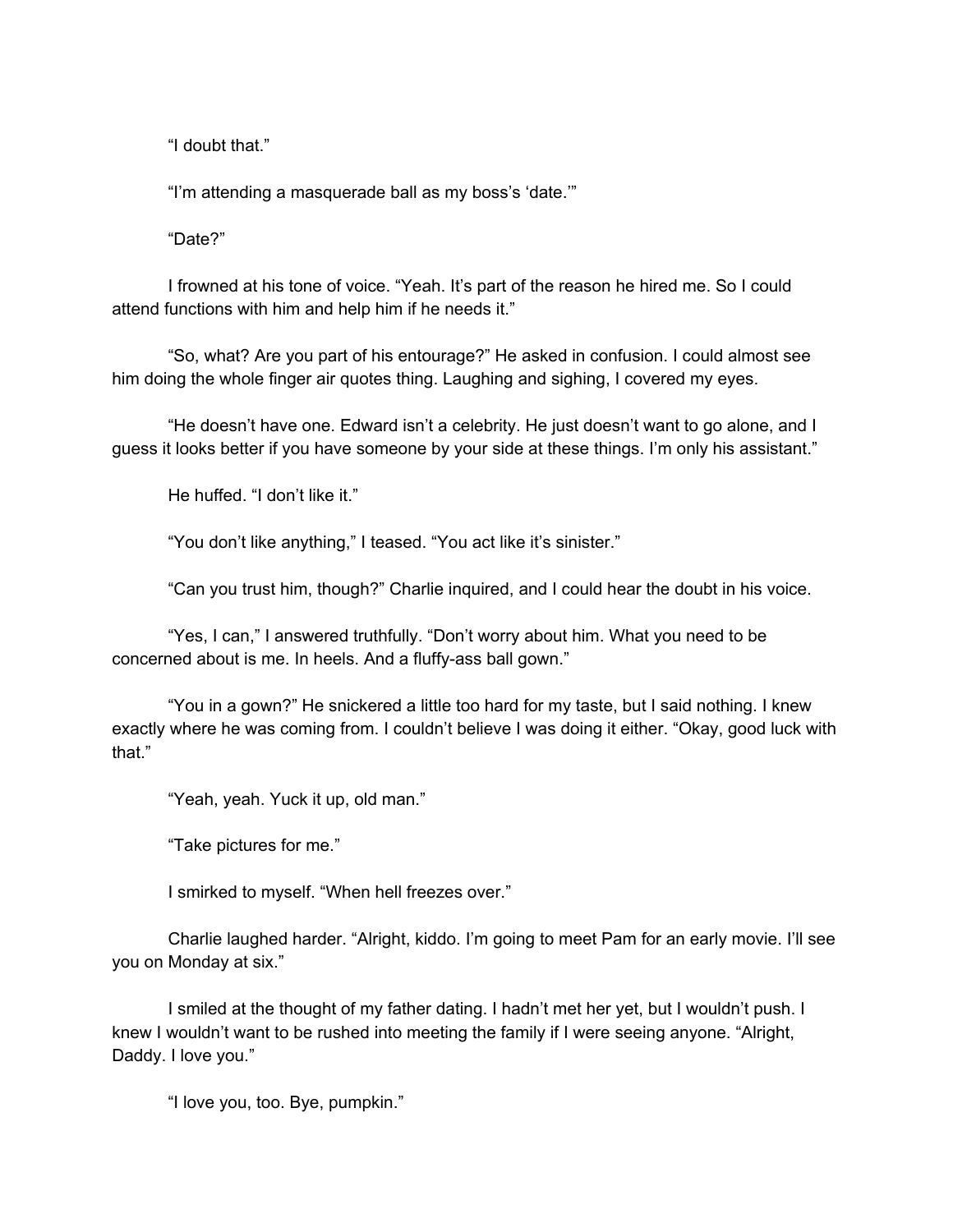"I doubt that."

"I'm attending a masquerade ball as my boss's 'date.'"

"Date?"

I frowned at his tone of voice. "Yeah. It's part of the reason he hired me. So I could attend functions with him and help him if he needs it."

"So, what? Are you part of his entourage?" He asked in confusion. I could almost see him doing the whole finger air quotes thing. Laughing and sighing, I covered my eyes.

"He doesn't have one. Edward isn't a celebrity. He just doesn't want to go alone, and I guess it looks better if you have someone by your side at these things. I'm only his assistant."

He huffed. "I don't like it."

"You don't like anything," I teased. "You act like it's sinister."

"Can you trust him, though?" Charlie inquired, and I could hear the doubt in his voice.

"Yes, I can," I answered truthfully. "Don't worry about him. What you need to be concerned about is me. In heels. And a fluffy-ass ball gown."

"You in a gown?" He snickered a little too hard for my taste, but I said nothing. I knew exactly where he was coming from. I couldn't believe I was doing it either. "Okay, good luck with that."

"Yeah, yeah. Yuck it up, old man."

"Take pictures for me."

I smirked to myself. "When hell freezes over."

Charlie laughed harder. "Alright, kiddo. I'm going to meet Pam for an early movie. I'll see you on Monday at six."

I smiled at the thought of my father dating. I hadn't met her yet, but I wouldn't push. I knew I wouldn't want to be rushed into meeting the family if I were seeing anyone. "Alright, Daddy. I love you."

"I love you, too. Bye, pumpkin."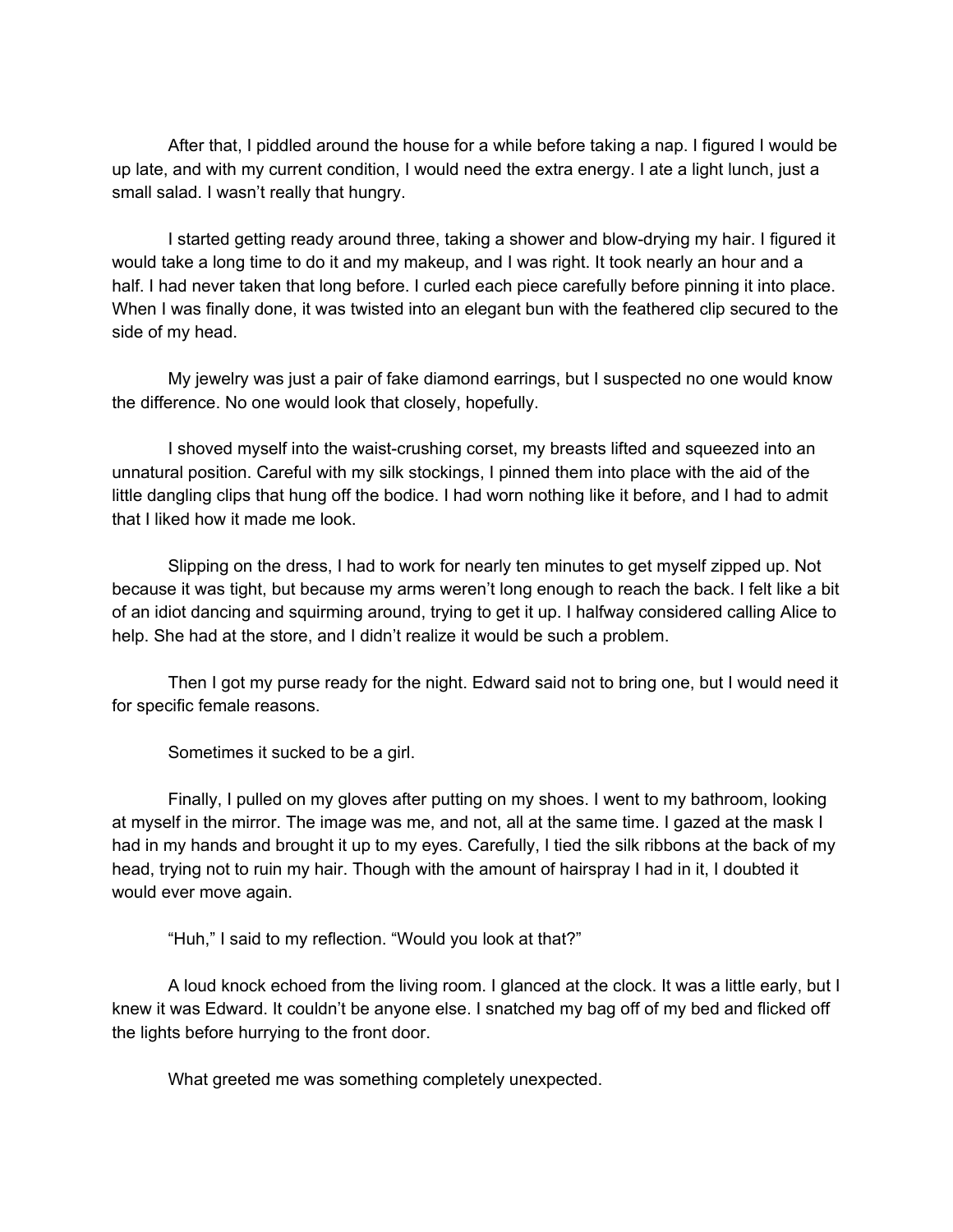After that, I piddled around the house for a while before taking a nap. I figured I would be up late, and with my current condition, I would need the extra energy. I ate a light lunch, just a small salad. I wasn't really that hungry.

I started getting ready around three, taking a shower and blow-drying my hair. I figured it would take a long time to do it and my makeup, and I was right. It took nearly an hour and a half. I had never taken that long before. I curled each piece carefully before pinning it into place. When I was finally done, it was twisted into an elegant bun with the feathered clip secured to the side of my head.

My jewelry was just a pair of fake diamond earrings, but I suspected no one would know the difference. No one would look that closely, hopefully.

I shoved myself into the waist-crushing corset, my breasts lifted and squeezed into an unnatural position. Careful with my silk stockings, I pinned them into place with the aid of the little dangling clips that hung off the bodice. I had worn nothing like it before, and I had to admit that I liked how it made me look.

Slipping on the dress, I had to work for nearly ten minutes to get myself zipped up. Not because it was tight, but because my arms weren't long enough to reach the back. I felt like a bit of an idiot dancing and squirming around, trying to get it up. I halfway considered calling Alice to help. She had at the store, and I didn't realize it would be such a problem.

Then I got my purse ready for the night. Edward said not to bring one, but I would need it for specific female reasons.

Sometimes it sucked to be a girl.

Finally, I pulled on my gloves after putting on my shoes. I went to my bathroom, looking at myself in the mirror. The image was me, and not, all at the same time. I gazed at the mask I had in my hands and brought it up to my eyes. Carefully, I tied the silk ribbons at the back of my head, trying not to ruin my hair. Though with the amount of hairspray I had in it, I doubted it would ever move again.

"Huh," I said to my reflection. "Would you look at that?"

A loud knock echoed from the living room. I glanced at the clock. It was a little early, but I knew it was Edward. It couldn't be anyone else. I snatched my bag off of my bed and flicked off the lights before hurrying to the front door.

What greeted me was something completely unexpected.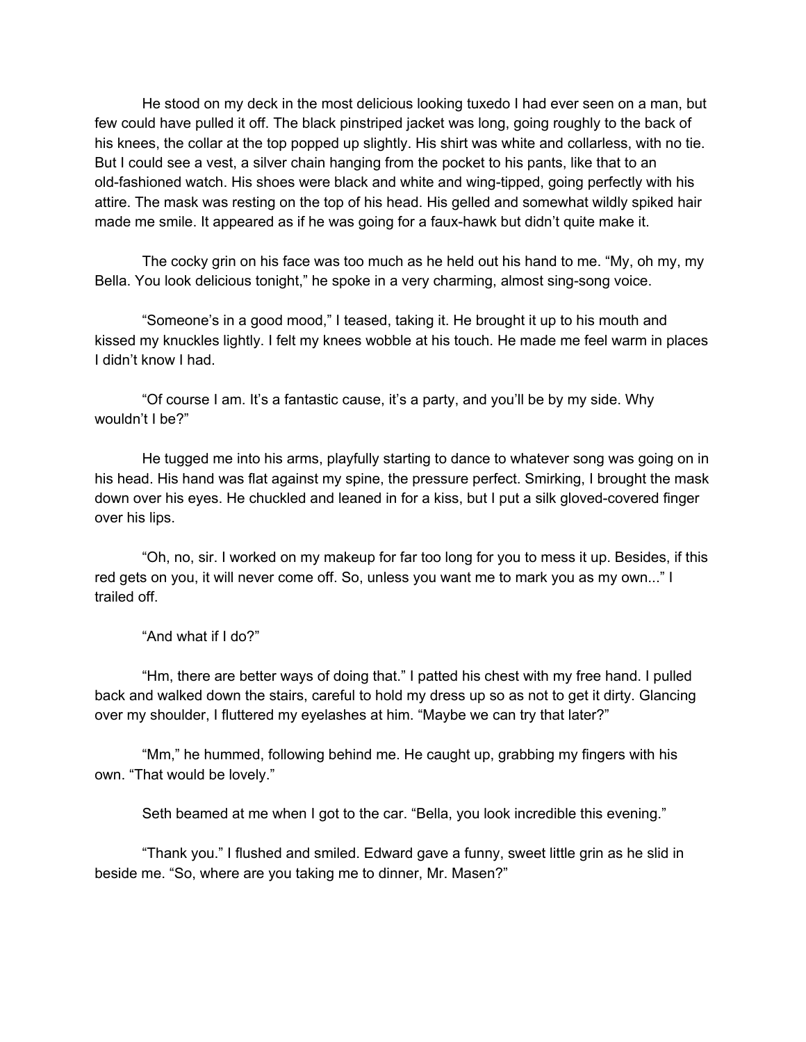He stood on my deck in the most delicious looking tuxedo I had ever seen on a man, but few could have pulled it off. The black pinstriped jacket was long, going roughly to the back of his knees, the collar at the top popped up slightly. His shirt was white and collarless, with no tie. But I could see a vest, a silver chain hanging from the pocket to his pants, like that to an old-fashioned watch. His shoes were black and white and wing-tipped, going perfectly with his attire. The mask was resting on the top of his head. His gelled and somewhat wildly spiked hair made me smile. It appeared as if he was going for a faux-hawk but didn't quite make it.

The cocky grin on his face was too much as he held out his hand to me. "My, oh my, my Bella. You look delicious tonight," he spoke in a very charming, almost sing-song voice.

"Someone's in a good mood," I teased, taking it. He brought it up to his mouth and kissed my knuckles lightly. I felt my knees wobble at his touch. He made me feel warm in places I didn't know I had.

"Of course I am. It's a fantastic cause, it's a party, and you'll be by my side. Why wouldn't I be?"

He tugged me into his arms, playfully starting to dance to whatever song was going on in his head. His hand was flat against my spine, the pressure perfect. Smirking, I brought the mask down over his eyes. He chuckled and leaned in for a kiss, but I put a silk gloved-covered finger over his lips.

"Oh, no, sir. I worked on my makeup for far too long for you to mess it up. Besides, if this red gets on you, it will never come off. So, unless you want me to mark you as my own..." I trailed off.

"And what if I do?"

"Hm, there are better ways of doing that." I patted his chest with my free hand. I pulled back and walked down the stairs, careful to hold my dress up so as not to get it dirty. Glancing over my shoulder, I fluttered my eyelashes at him. "Maybe we can try that later?"

"Mm," he hummed, following behind me. He caught up, grabbing my fingers with his own. "That would be lovely."

Seth beamed at me when I got to the car. "Bella, you look incredible this evening."

"Thank you." I flushed and smiled. Edward gave a funny, sweet little grin as he slid in beside me. "So, where are you taking me to dinner, Mr. Masen?"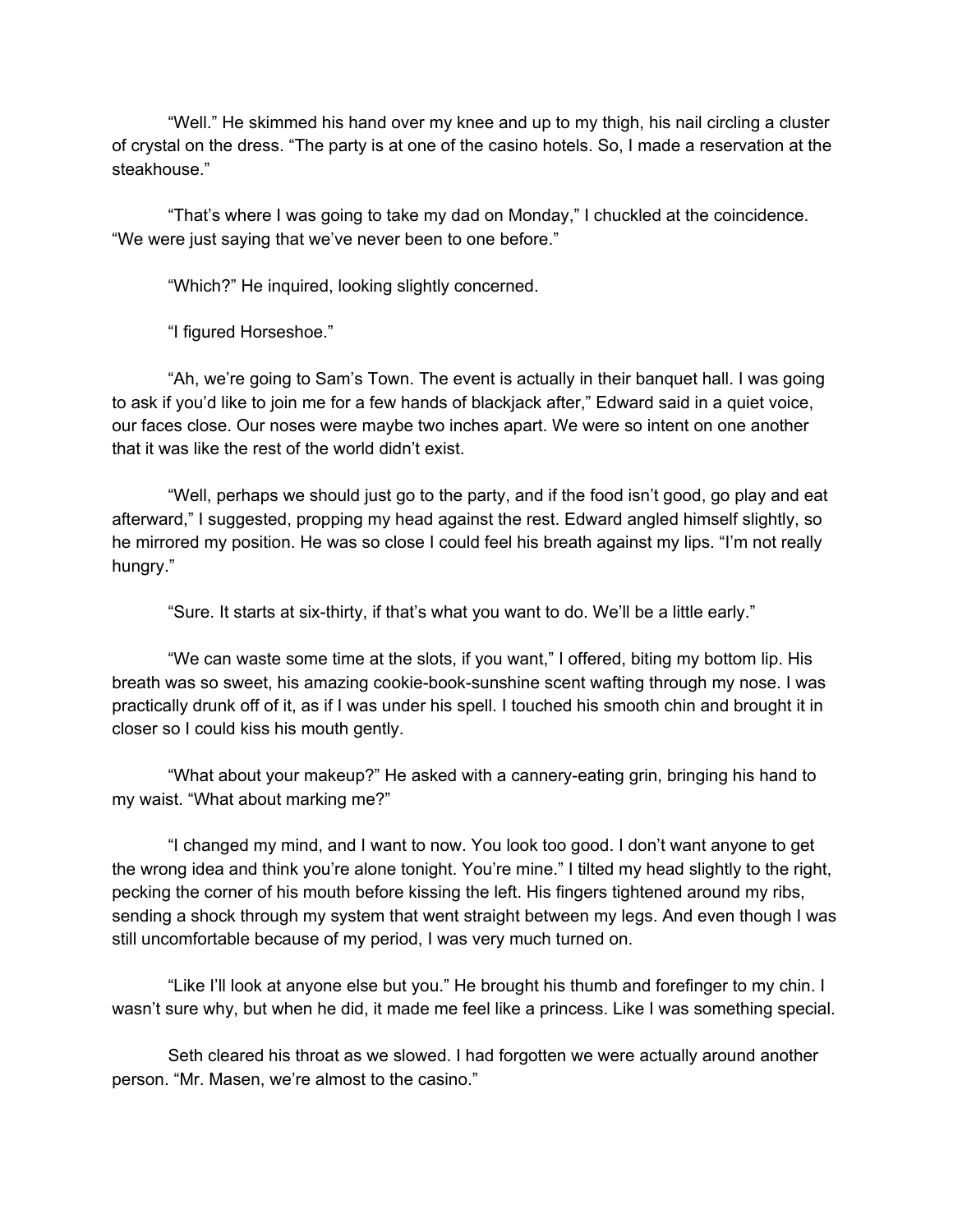"Well." He skimmed his hand over my knee and up to my thigh, his nail circling a cluster of crystal on the dress. "The party is at one of the casino hotels. So, I made a reservation at the steakhouse."

"That's where I was going to take my dad on Monday," I chuckled at the coincidence. "We were just saying that we've never been to one before."

"Which?" He inquired, looking slightly concerned.

"I figured Horseshoe."

"Ah, we're going to Sam's Town. The event is actually in their banquet hall. I was going to ask if you'd like to join me for a few hands of blackjack after," Edward said in a quiet voice, our faces close. Our noses were maybe two inches apart. We were so intent on one another that it was like the rest of the world didn't exist.

"Well, perhaps we should just go to the party, and if the food isn't good, go play and eat afterward," I suggested, propping my head against the rest. Edward angled himself slightly, so he mirrored my position. He was so close I could feel his breath against my lips. "I'm not really hungry."

"Sure. It starts at six-thirty, if that's what you want to do. We'll be a little early."

"We can waste some time at the slots, if you want," I offered, biting my bottom lip. His breath was so sweet, his amazing cookie-book-sunshine scent wafting through my nose. I was practically drunk off of it, as if I was under his spell. I touched his smooth chin and brought it in closer so I could kiss his mouth gently.

"What about your makeup?" He asked with a cannery-eating grin, bringing his hand to my waist. "What about marking me?"

"I changed my mind, and I want to now. You look too good. I don't want anyone to get the wrong idea and think you're alone tonight. You're mine." I tilted my head slightly to the right, pecking the corner of his mouth before kissing the left. His fingers tightened around my ribs, sending a shock through my system that went straight between my legs. And even though I was still uncomfortable because of my period, I was very much turned on.

"Like I'll look at anyone else but you." He brought his thumb and forefinger to my chin. I wasn't sure why, but when he did, it made me feel like a princess. Like I was something special.

Seth cleared his throat as we slowed. I had forgotten we were actually around another person. "Mr. Masen, we're almost to the casino."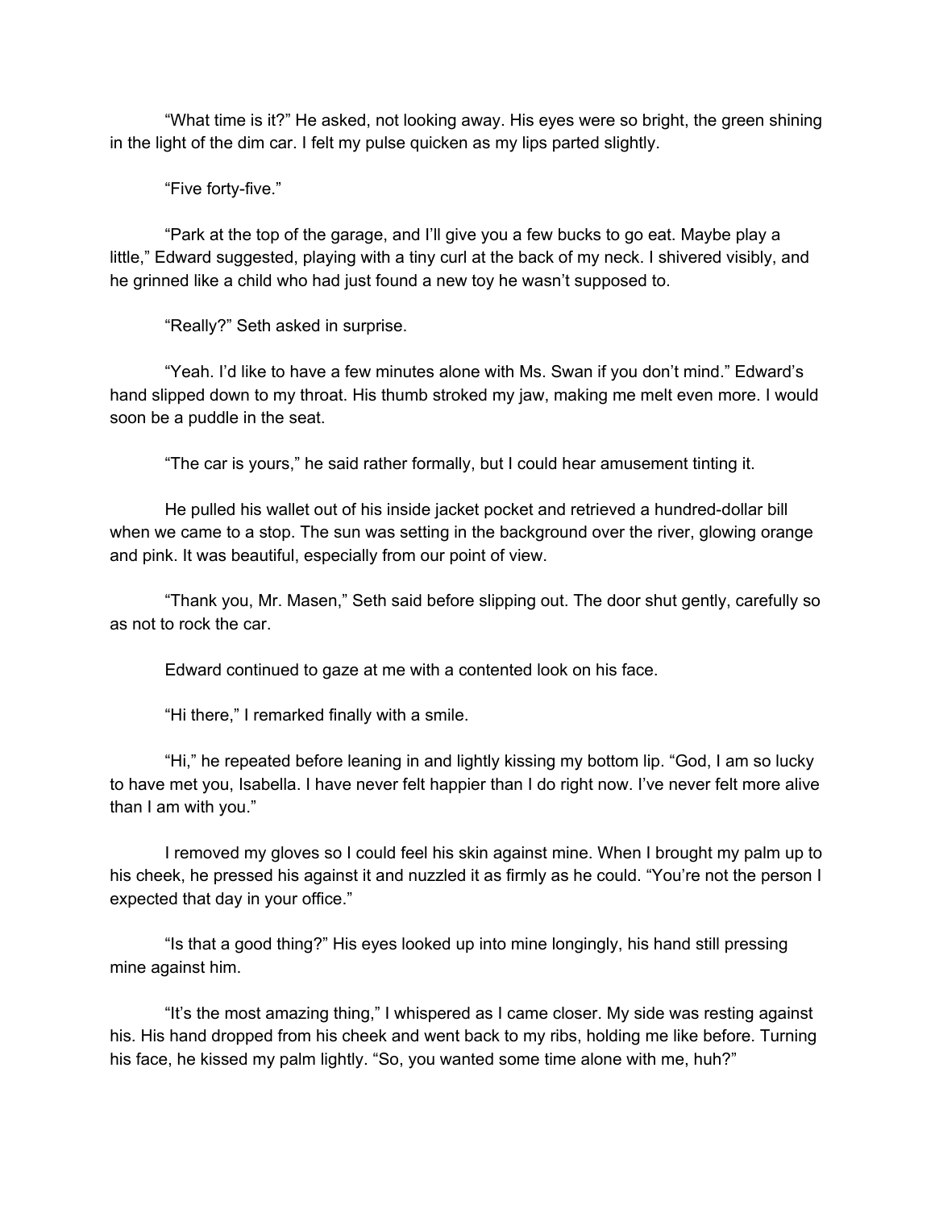"What time is it?" He asked, not looking away. His eyes were so bright, the green shining in the light of the dim car. I felt my pulse quicken as my lips parted slightly.

"Five forty-five."

"Park at the top of the garage, and I'll give you a few bucks to go eat. Maybe play a little," Edward suggested, playing with a tiny curl at the back of my neck. I shivered visibly, and he grinned like a child who had just found a new toy he wasn't supposed to.

"Really?" Seth asked in surprise.

"Yeah. I'd like to have a few minutes alone with Ms. Swan if you don't mind." Edward's hand slipped down to my throat. His thumb stroked my jaw, making me melt even more. I would soon be a puddle in the seat.

"The car is yours," he said rather formally, but I could hear amusement tinting it.

He pulled his wallet out of his inside jacket pocket and retrieved a hundred-dollar bill when we came to a stop. The sun was setting in the background over the river, glowing orange and pink. It was beautiful, especially from our point of view.

"Thank you, Mr. Masen," Seth said before slipping out. The door shut gently, carefully so as not to rock the car.

Edward continued to gaze at me with a contented look on his face.

"Hi there," I remarked finally with a smile.

"Hi," he repeated before leaning in and lightly kissing my bottom lip. "God, I am so lucky to have met you, Isabella. I have never felt happier than I do right now. I've never felt more alive than I am with you."

I removed my gloves so I could feel his skin against mine. When I brought my palm up to his cheek, he pressed his against it and nuzzled it as firmly as he could. "You're not the person I expected that day in your office."

"Is that a good thing?" His eyes looked up into mine longingly, his hand still pressing mine against him.

"It's the most amazing thing," I whispered as I came closer. My side was resting against his. His hand dropped from his cheek and went back to my ribs, holding me like before. Turning his face, he kissed my palm lightly. "So, you wanted some time alone with me, huh?"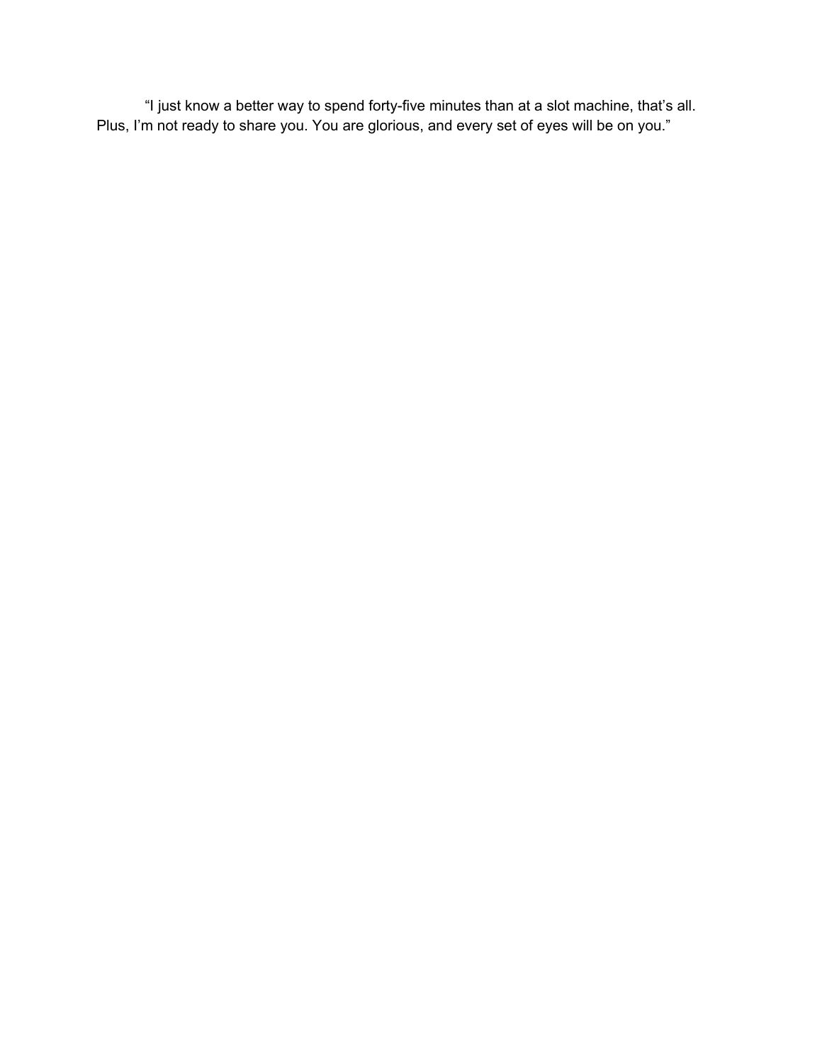"I just know a better way to spend forty-five minutes than at a slot machine, that's all. Plus, I'm not ready to share you. You are glorious, and every set of eyes will be on you."